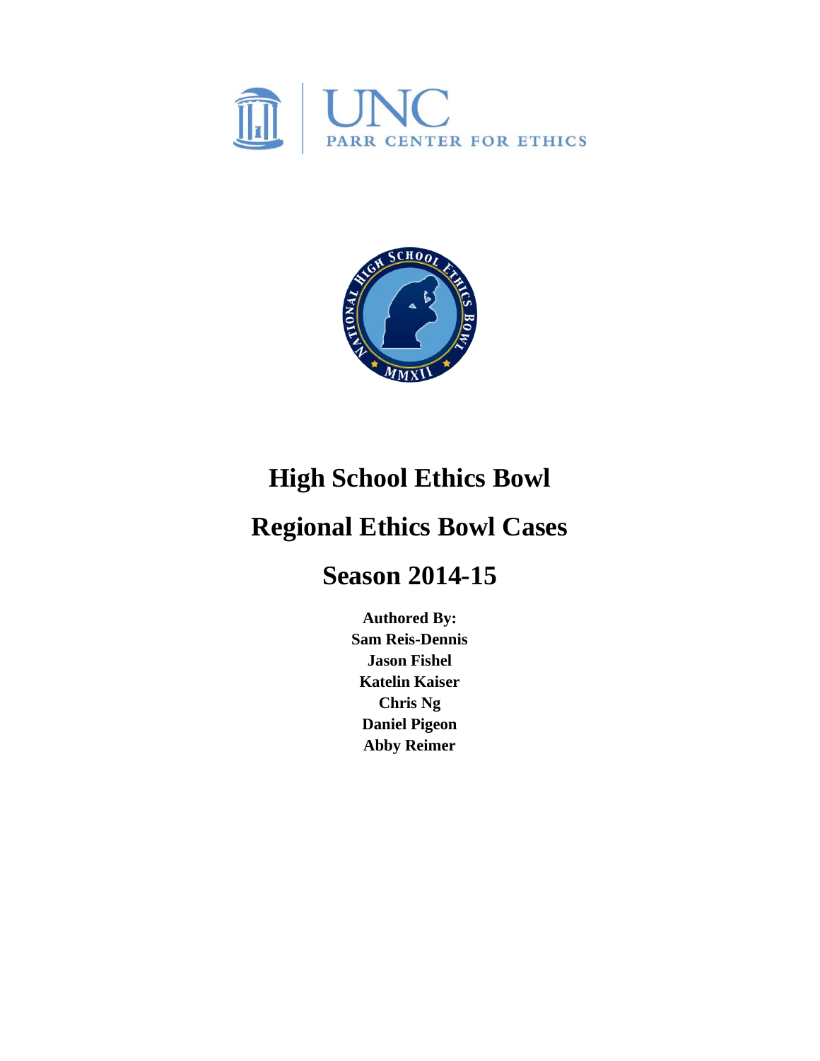UNC PARR CENTER FOR ETHICS

# High School Ethics Bowl

# Regional Ethics Bowl Cases

# Season 2014-15

**Authored By:**
**Sam Reis-Dennis**
**Jason Fishel**
**Katelin Kaiser**
**Chris Ng**
**Daniel Pigeon**
**Abby Reimer**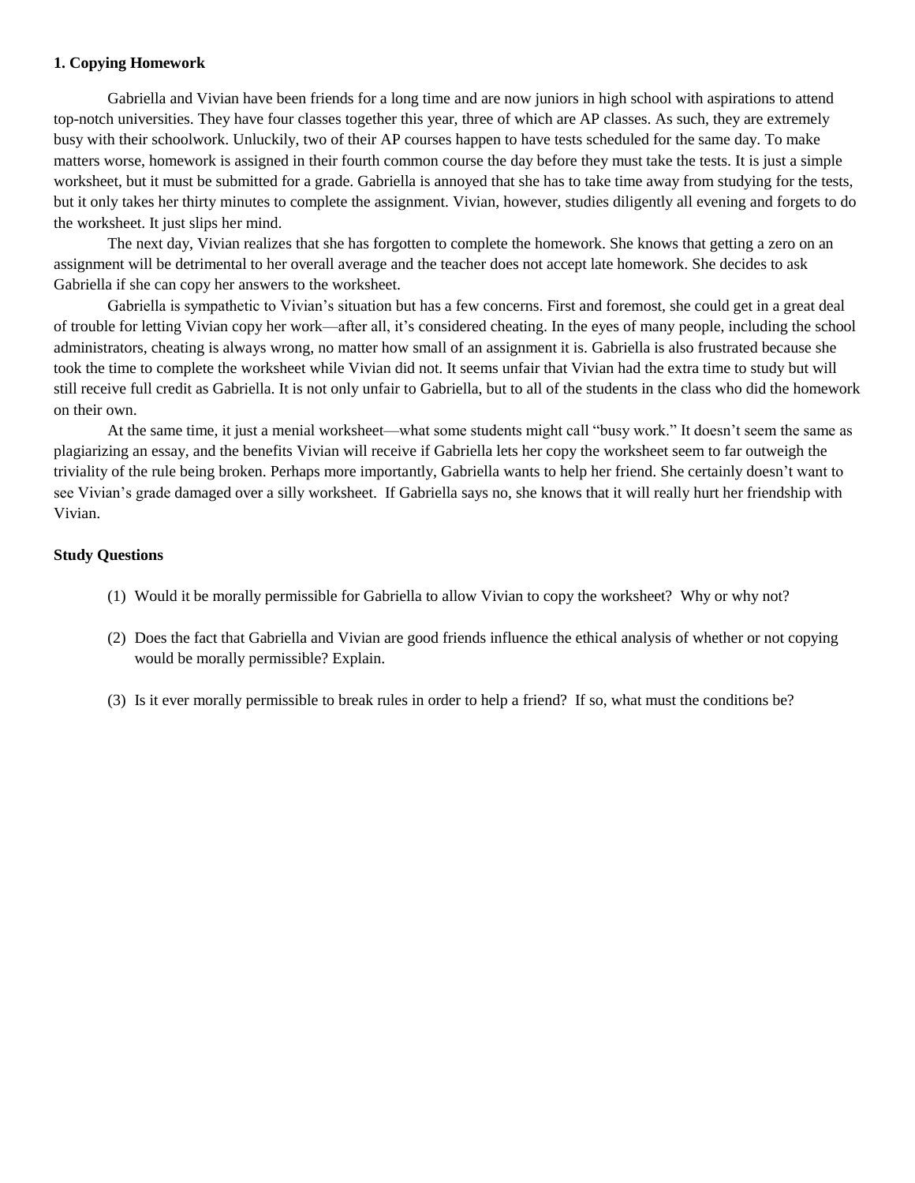**1. Copying Homework**

Gabriella and Vivian have been friends for a long time and are now juniors in high school with aspirations to attend top-notch universities. They have four classes together this year, three of which are AP classes. As such, they are extremely busy with their schoolwork. Unluckily, two of their AP courses happen to have tests scheduled for the same day. To make matters worse, homework is assigned in their fourth common course the day before they must take the tests. It is just a simple worksheet, but it must be submitted for a grade. Gabriella is annoyed that she has to take time away from studying for the tests, but it only takes her thirty minutes to complete the assignment. Vivian, however, studies diligently all evening and forgets to do the worksheet. It just slips her mind.

The next day, Vivian realizes that she has forgotten to complete the homework. She knows that getting a zero on an assignment will be detrimental to her overall average and the teacher does not accept late homework. She decides to ask Gabriella if she can copy her answers to the worksheet.

Gabriella is sympathetic to Vivian's situation but has a few concerns. First and foremost, she could get in a great deal of trouble for letting Vivian copy her work—after all, it's considered cheating. In the eyes of many people, including the school administrators, cheating is always wrong, no matter how small of an assignment it is. Gabriella is also frustrated because she took the time to complete the worksheet while Vivian did not. It seems unfair that Vivian had the extra time to study but will still receive full credit as Gabriella. It is not only unfair to Gabriella, but to all of the students in the class who did the homework on their own.

At the same time, it just a menial worksheet—what some students might call "busy work." It doesn't seem the same as plagiarizing an essay, and the benefits Vivian will receive if Gabriella lets her copy the worksheet seem to far outweigh the triviality of the rule being broken. Perhaps more importantly, Gabriella wants to help her friend. She certainly doesn't want to see Vivian's grade damaged over a silly worksheet. If Gabriella says no, she knows that it will really hurt her friendship with Vivian.

**Study Questions**

(1) Would it be morally permissible for Gabriella to allow Vivian to copy the worksheet? Why or why not?

(2) Does the fact that Gabriella and Vivian are good friends influence the ethical analysis of whether or not copying would be morally permissible? Explain.

(3) Is it ever morally permissible to break rules in order to help a friend? If so, what must the conditions be?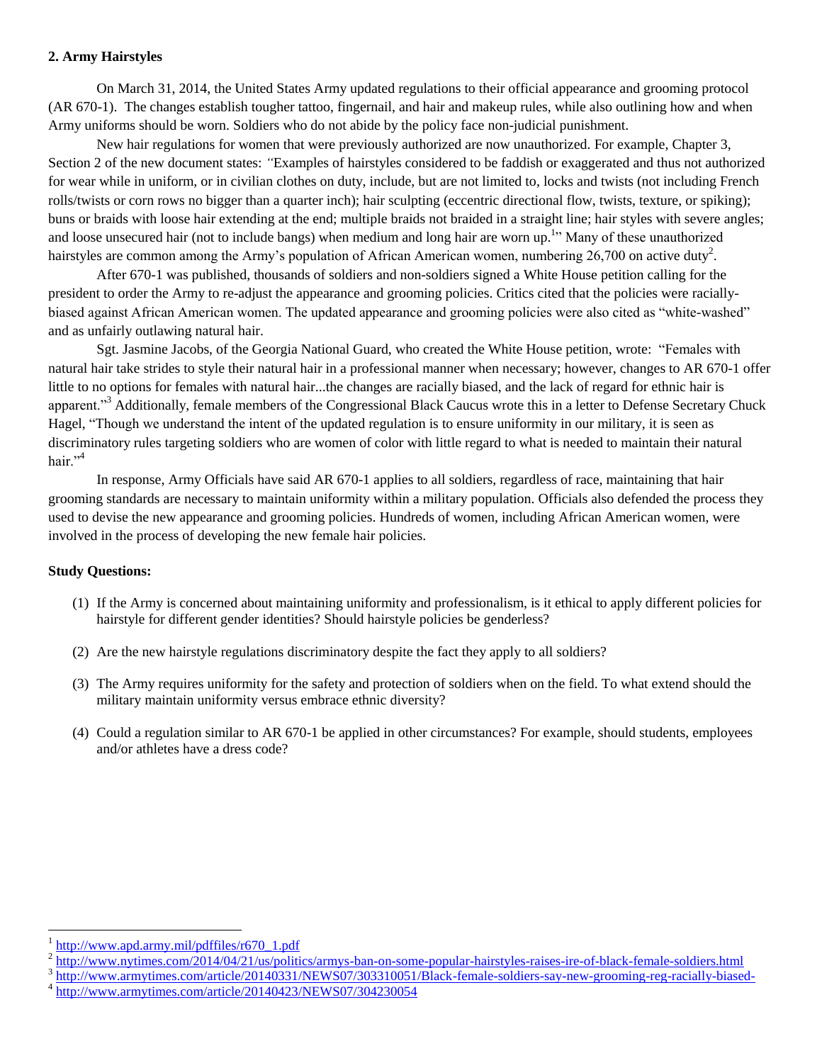**2. Army Hairstyles**

On March 31, 2014, the United States Army updated regulations to their official appearance and grooming protocol (AR 670-1). The changes establish tougher tattoo, fingernail, and hair and makeup rules, while also outlining how and when Army uniforms should be worn. Soldiers who do not abide by the policy face non-judicial punishment.

New hair regulations for women that were previously authorized are now unauthorized. For example, Chapter 3, Section 2 of the new document states: *"*Examples of hairstyles considered to be faddish or exaggerated and thus not authorized for wear while in uniform, or in civilian clothes on duty, include, but are not limited to, locks and twists (not including French rolls/twists or corn rows no bigger than a quarter inch); hair sculpting (eccentric directional flow, twists, texture, or spiking); buns or braids with loose hair extending at the end; multiple braids not braided in a straight line; hair styles with severe angles; and loose unsecured hair (not to include bangs) when medium and long hair are worn up.[1]" Many of these unauthorized hairstyles are common among the Army's population of African American women, numbering 26,700 on active duty[2].

After 670-1 was published, thousands of soldiers and non-soldiers signed a White House petition calling for the president to order the Army to re-adjust the appearance and grooming policies. Critics cited that the policies were racially-biased against African American women. The updated appearance and grooming policies were also cited as "white-washed" and as unfairly outlawing natural hair.

Sgt. Jasmine Jacobs, of the Georgia National Guard, who created the White House petition, wrote: "Females with natural hair take strides to style their natural hair in a professional manner when necessary; however, changes to AR 670-1 offer little to no options for females with natural hair...the changes are racially biased, and the lack of regard for ethnic hair is apparent."[3] Additionally, female members of the Congressional Black Caucus wrote this in a letter to Defense Secretary Chuck Hagel, "Though we understand the intent of the updated regulation is to ensure uniformity in our military, it is seen as discriminatory rules targeting soldiers who are women of color with little regard to what is needed to maintain their natural hair."[4]

In response, Army Officials have said AR 670-1 applies to all soldiers, regardless of race, maintaining that hair grooming standards are necessary to maintain uniformity within a military population. Officials also defended the process they used to devise the new appearance and grooming policies. Hundreds of women, including African American women, were involved in the process of developing the new female hair policies.

**Study Questions:**

(1) If the Army is concerned about maintaining uniformity and professionalism, is it ethical to apply different policies for hairstyle for different gender identities? Should hairstyle policies be genderless?

(2) Are the new hairstyle regulations discriminatory despite the fact they apply to all soldiers?

(3) The Army requires uniformity for the safety and protection of soldiers when on the field. To what extend should the military maintain uniformity versus embrace ethnic diversity?

(4) Could a regulation similar to AR 670-1 be applied in other circumstances? For example, should students, employees and/or athletes have a dress code?

---

[1] http://www.apd.army.mil/pdffiles/r670_1.pdf

[2] http://www.nytimes.com/2014/04/21/us/politics/armys-ban-on-some-popular-hairstyles-raises-ire-of-black-female-soldiers.html

[3] http://www.armytimes.com/article/20140331/NEWS07/303310051/Black-female-soldiers-say-new-grooming-reg-racially-biased-

[4] http://www.armytimes.com/article/20140423/NEWS07/304230054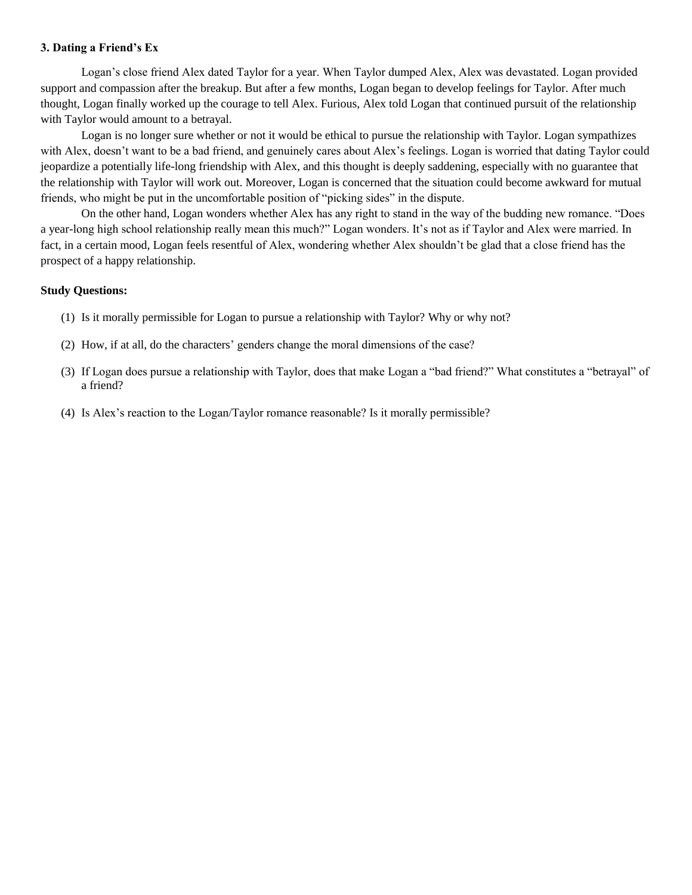### 3. Dating a Friend's Ex

Logan's close friend Alex dated Taylor for a year. When Taylor dumped Alex, Alex was devastated. Logan provided support and compassion after the breakup. But after a few months, Logan began to develop feelings for Taylor. After much thought, Logan finally worked up the courage to tell Alex. Furious, Alex told Logan that continued pursuit of the relationship with Taylor would amount to a betrayal.

Logan is no longer sure whether or not it would be ethical to pursue the relationship with Taylor. Logan sympathizes with Alex, doesn't want to be a bad friend, and genuinely cares about Alex's feelings. Logan is worried that dating Taylor could jeopardize a potentially life-long friendship with Alex, and this thought is deeply saddening, especially with no guarantee that the relationship with Taylor will work out. Moreover, Logan is concerned that the situation could become awkward for mutual friends, who might be put in the uncomfortable position of "picking sides" in the dispute.

On the other hand, Logan wonders whether Alex has any right to stand in the way of the budding new romance. "Does a year-long high school relationship really mean this much?" Logan wonders. It's not as if Taylor and Alex were married. In fact, in a certain mood, Logan feels resentful of Alex, wondering whether Alex shouldn't be glad that a close friend has the prospect of a happy relationship.

**Study Questions:**

(1) Is it morally permissible for Logan to pursue a relationship with Taylor? Why or why not?

(2) How, if at all, do the characters' genders change the moral dimensions of the case?

(3) If Logan does pursue a relationship with Taylor, does that make Logan a "bad friend?" What constitutes a "betrayal" of a friend?

(4) Is Alex's reaction to the Logan/Taylor romance reasonable? Is it morally permissible?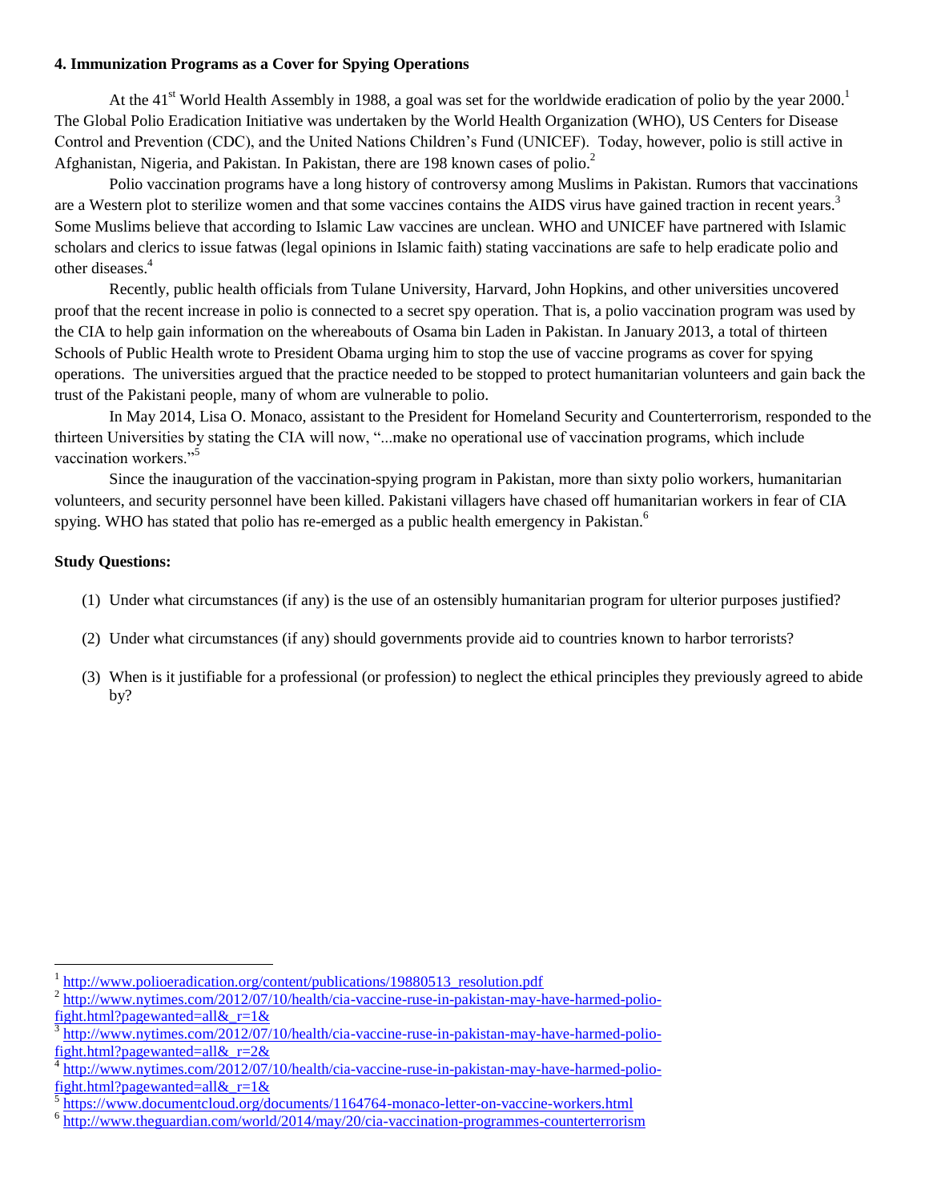**4. Immunization Programs as a Cover for Spying Operations**

At the 41st World Health Assembly in 1988, a goal was set for the worldwide eradication of polio by the year 2000.[1] The Global Polio Eradication Initiative was undertaken by the World Health Organization (WHO), US Centers for Disease Control and Prevention (CDC), and the United Nations Children's Fund (UNICEF). Today, however, polio is still active in Afghanistan, Nigeria, and Pakistan. In Pakistan, there are 198 known cases of polio.[2]

Polio vaccination programs have a long history of controversy among Muslims in Pakistan. Rumors that vaccinations are a Western plot to sterilize women and that some vaccines contains the AIDS virus have gained traction in recent years.[3] Some Muslims believe that according to Islamic Law vaccines are unclean. WHO and UNICEF have partnered with Islamic scholars and clerics to issue fatwas (legal opinions in Islamic faith) stating vaccinations are safe to help eradicate polio and other diseases.[4]

Recently, public health officials from Tulane University, Harvard, John Hopkins, and other universities uncovered proof that the recent increase in polio is connected to a secret spy operation. That is, a polio vaccination program was used by the CIA to help gain information on the whereabouts of Osama bin Laden in Pakistan. In January 2013, a total of thirteen Schools of Public Health wrote to President Obama urging him to stop the use of vaccine programs as cover for spying operations. The universities argued that the practice needed to be stopped to protect humanitarian volunteers and gain back the trust of the Pakistani people, many of whom are vulnerable to polio.

In May 2014, Lisa O. Monaco, assistant to the President for Homeland Security and Counterterrorism, responded to the thirteen Universities by stating the CIA will now, "...make no operational use of vaccination programs, which include vaccination workers."[5]

Since the inauguration of the vaccination-spying program in Pakistan, more than sixty polio workers, humanitarian volunteers, and security personnel have been killed. Pakistani villagers have chased off humanitarian workers in fear of CIA spying. WHO has stated that polio has re-emerged as a public health emergency in Pakistan.[6]

**Study Questions:**

(1) Under what circumstances (if any) is the use of an ostensibly humanitarian program for ulterior purposes justified?

(2) Under what circumstances (if any) should governments provide aid to countries known to harbor terrorists?

(3) When is it justifiable for a professional (or profession) to neglect the ethical principles they previously agreed to abide by?

---

[1] http://www.polioeradication.org/content/publications/19880513_resolution.pdf

[2] http://www.nytimes.com/2012/07/10/health/cia-vaccine-ruse-in-pakistan-may-have-harmed-polio-fight.html?pagewanted=all&_r=1&

[3] http://www.nytimes.com/2012/07/10/health/cia-vaccine-ruse-in-pakistan-may-have-harmed-polio-fight.html?pagewanted=all&_r=2&

[4] http://www.nytimes.com/2012/07/10/health/cia-vaccine-ruse-in-pakistan-may-have-harmed-polio-fight.html?pagewanted=all&_r=1&

[5] https://www.documentcloud.org/documents/1164764-monaco-letter-on-vaccine-workers.html

[6] http://www.theguardian.com/world/2014/may/20/cia-vaccination-programmes-counterterrorism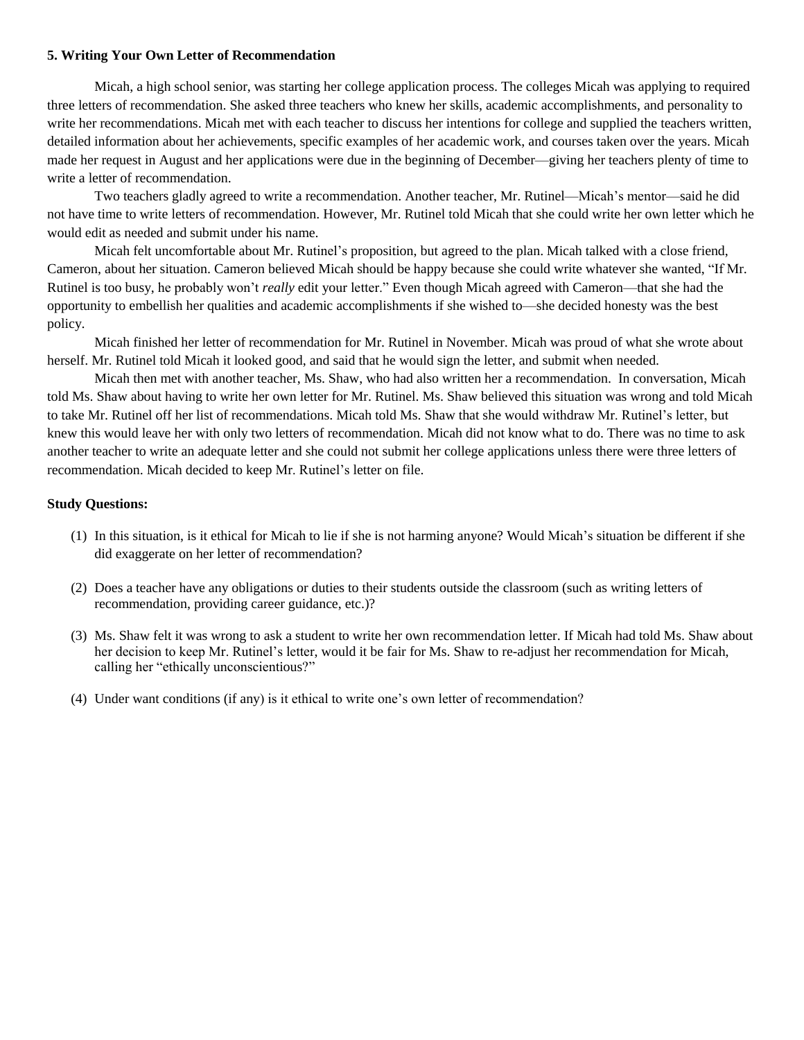**5. Writing Your Own Letter of Recommendation**

Micah, a high school senior, was starting her college application process. The colleges Micah was applying to required three letters of recommendation. She asked three teachers who knew her skills, academic accomplishments, and personality to write her recommendations. Micah met with each teacher to discuss her intentions for college and supplied the teachers written, detailed information about her achievements, specific examples of her academic work, and courses taken over the years. Micah made her request in August and her applications were due in the beginning of December—giving her teachers plenty of time to write a letter of recommendation.

Two teachers gladly agreed to write a recommendation. Another teacher, Mr. Rutinel—Micah's mentor—said he did not have time to write letters of recommendation. However, Mr. Rutinel told Micah that she could write her own letter which he would edit as needed and submit under his name.

Micah felt uncomfortable about Mr. Rutinel's proposition, but agreed to the plan. Micah talked with a close friend, Cameron, about her situation. Cameron believed Micah should be happy because she could write whatever she wanted, "If Mr. Rutinel is too busy, he probably won't *really* edit your letter." Even though Micah agreed with Cameron—that she had the opportunity to embellish her qualities and academic accomplishments if she wished to—she decided honesty was the best policy.

Micah finished her letter of recommendation for Mr. Rutinel in November. Micah was proud of what she wrote about herself. Mr. Rutinel told Micah it looked good, and said that he would sign the letter, and submit when needed.

Micah then met with another teacher, Ms. Shaw, who had also written her a recommendation. In conversation, Micah told Ms. Shaw about having to write her own letter for Mr. Rutinel. Ms. Shaw believed this situation was wrong and told Micah to take Mr. Rutinel off her list of recommendations. Micah told Ms. Shaw that she would withdraw Mr. Rutinel's letter, but knew this would leave her with only two letters of recommendation. Micah did not know what to do. There was no time to ask another teacher to write an adequate letter and she could not submit her college applications unless there were three letters of recommendation. Micah decided to keep Mr. Rutinel's letter on file.

**Study Questions:**

(1) In this situation, is it ethical for Micah to lie if she is not harming anyone? Would Micah's situation be different if she did exaggerate on her letter of recommendation?

(2) Does a teacher have any obligations or duties to their students outside the classroom (such as writing letters of recommendation, providing career guidance, etc.)?

(3) Ms. Shaw felt it was wrong to ask a student to write her own recommendation letter. If Micah had told Ms. Shaw about her decision to keep Mr. Rutinel's letter, would it be fair for Ms. Shaw to re-adjust her recommendation for Micah, calling her "ethically unconscientious?"

(4) Under want conditions (if any) is it ethical to write one's own letter of recommendation?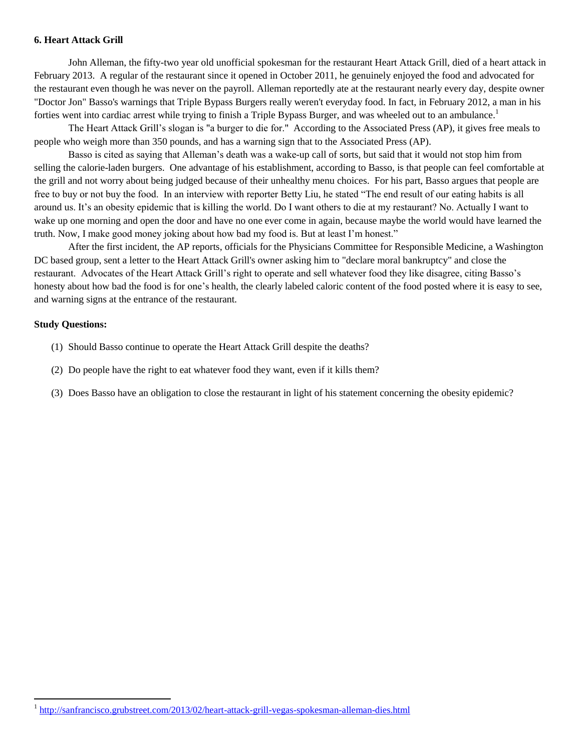**6. Heart Attack Grill**

John Alleman, the fifty-two year old unofficial spokesman for the restaurant Heart Attack Grill, died of a heart attack in February 2013. A regular of the restaurant since it opened in October 2011, he genuinely enjoyed the food and advocated for the restaurant even though he was never on the payroll. Alleman reportedly ate at the restaurant nearly every day, despite owner "Doctor Jon" Basso's warnings that Triple Bypass Burgers really weren't everyday food. In fact, in February 2012, a man in his forties went into cardiac arrest while trying to finish a Triple Bypass Burger, and was wheeled out to an ambulance.[1]

The Heart Attack Grill's slogan is "a burger to die for." According to the Associated Press (AP), it gives free meals to people who weigh more than 350 pounds, and has a warning sign that to the Associated Press (AP).

Basso is cited as saying that Alleman's death was a wake-up call of sorts, but said that it would not stop him from selling the calorie-laden burgers. One advantage of his establishment, according to Basso, is that people can feel comfortable at the grill and not worry about being judged because of their unhealthy menu choices. For his part, Basso argues that people are free to buy or not buy the food. In an interview with reporter Betty Liu, he stated "The end result of our eating habits is all around us. It's an obesity epidemic that is killing the world. Do I want others to die at my restaurant? No. Actually I want to wake up one morning and open the door and have no one ever come in again, because maybe the world would have learned the truth. Now, I make good money joking about how bad my food is. But at least I'm honest."

After the first incident, the AP reports, officials for the Physicians Committee for Responsible Medicine, a Washington DC based group, sent a letter to the Heart Attack Grill's owner asking him to "declare moral bankruptcy" and close the restaurant. Advocates of the Heart Attack Grill's right to operate and sell whatever food they like disagree, citing Basso's honesty about how bad the food is for one's health, the clearly labeled caloric content of the food posted where it is easy to see, and warning signs at the entrance of the restaurant.

**Study Questions:**

(1) Should Basso continue to operate the Heart Attack Grill despite the deaths?

(2) Do people have the right to eat whatever food they want, even if it kills them?

(3) Does Basso have an obligation to close the restaurant in light of his statement concerning the obesity epidemic?

[1] http://sanfrancisco.grubstreet.com/2013/02/heart-attack-grill-vegas-spokesman-alleman-dies.html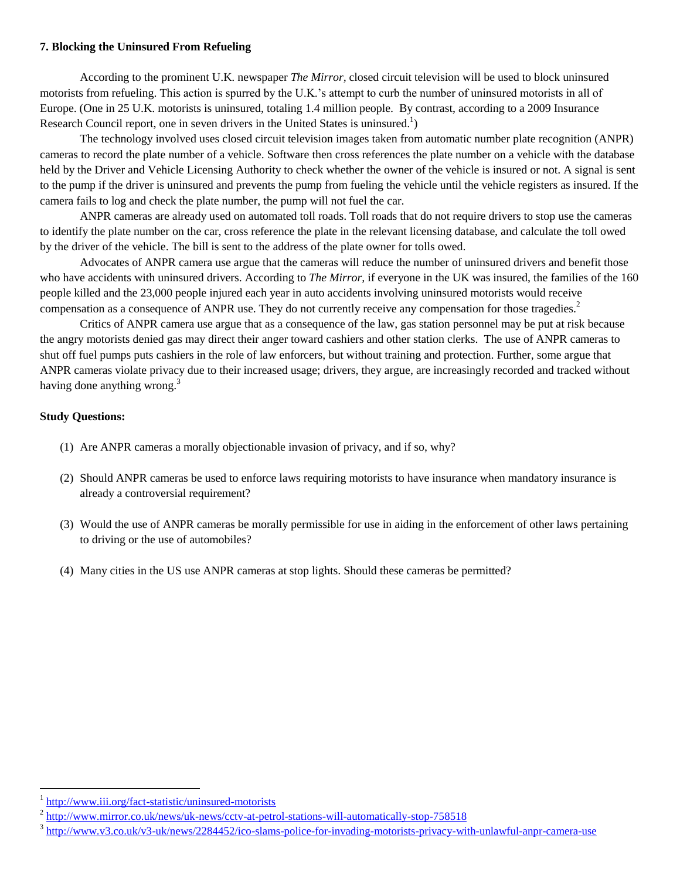### 7. Blocking the Uninsured From Refueling

According to the prominent U.K. newspaper *The Mirror*, closed circuit television will be used to block uninsured motorists from refueling. This action is spurred by the U.K.'s attempt to curb the number of uninsured motorists in all of Europe. (One in 25 U.K. motorists is uninsured, totaling 1.4 million people. By contrast, according to a 2009 Insurance Research Council report, one in seven drivers in the United States is uninsured.[1])

The technology involved uses closed circuit television images taken from automatic number plate recognition (ANPR) cameras to record the plate number of a vehicle. Software then cross references the plate number on a vehicle with the database held by the Driver and Vehicle Licensing Authority to check whether the owner of the vehicle is insured or not. A signal is sent to the pump if the driver is uninsured and prevents the pump from fueling the vehicle until the vehicle registers as insured. If the camera fails to log and check the plate number, the pump will not fuel the car.

ANPR cameras are already used on automated toll roads. Toll roads that do not require drivers to stop use the cameras to identify the plate number on the car, cross reference the plate in the relevant licensing database, and calculate the toll owed by the driver of the vehicle. The bill is sent to the address of the plate owner for tolls owed.

Advocates of ANPR camera use argue that the cameras will reduce the number of uninsured drivers and benefit those who have accidents with uninsured drivers. According to *The Mirror*, if everyone in the UK was insured, the families of the 160 people killed and the 23,000 people injured each year in auto accidents involving uninsured motorists would receive compensation as a consequence of ANPR use. They do not currently receive any compensation for those tragedies.[2]

Critics of ANPR camera use argue that as a consequence of the law, gas station personnel may be put at risk because the angry motorists denied gas may direct their anger toward cashiers and other station clerks. The use of ANPR cameras to shut off fuel pumps puts cashiers in the role of law enforcers, but without training and protection. Further, some argue that ANPR cameras violate privacy due to their increased usage; drivers, they argue, are increasingly recorded and tracked without having done anything wrong.[3]

**Study Questions:**

(1) Are ANPR cameras a morally objectionable invasion of privacy, and if so, why?

(2) Should ANPR cameras be used to enforce laws requiring motorists to have insurance when mandatory insurance is already a controversial requirement?

(3) Would the use of ANPR cameras be morally permissible for use in aiding in the enforcement of other laws pertaining to driving or the use of automobiles?

(4) Many cities in the US use ANPR cameras at stop lights. Should these cameras be permitted?

---

[1] http://www.iii.org/fact-statistic/uninsured-motorists

[2] http://www.mirror.co.uk/news/uk-news/cctv-at-petrol-stations-will-automatically-stop-758518

[3] http://www.v3.co.uk/v3-uk/news/2284452/ico-slams-police-for-invading-motorists-privacy-with-unlawful-anpr-camera-use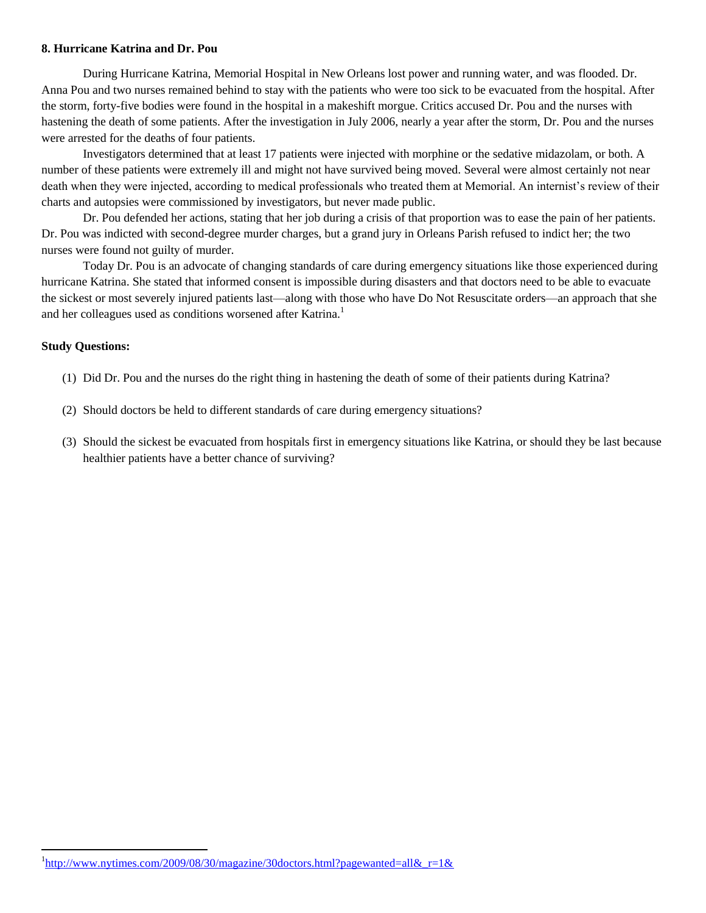### 8. Hurricane Katrina and Dr. Pou

During Hurricane Katrina, Memorial Hospital in New Orleans lost power and running water, and was flooded. Dr. Anna Pou and two nurses remained behind to stay with the patients who were too sick to be evacuated from the hospital. After the storm, forty-five bodies were found in the hospital in a makeshift morgue. Critics accused Dr. Pou and the nurses with hastening the death of some patients. After the investigation in July 2006, nearly a year after the storm, Dr. Pou and the nurses were arrested for the deaths of four patients.

Investigators determined that at least 17 patients were injected with morphine or the sedative midazolam, or both. A number of these patients were extremely ill and might not have survived being moved. Several were almost certainly not near death when they were injected, according to medical professionals who treated them at Memorial. An internist's review of their charts and autopsies were commissioned by investigators, but never made public.

Dr. Pou defended her actions, stating that her job during a crisis of that proportion was to ease the pain of her patients. Dr. Pou was indicted with second-degree murder charges, but a grand jury in Orleans Parish refused to indict her; the two nurses were found not guilty of murder.

Today Dr. Pou is an advocate of changing standards of care during emergency situations like those experienced during hurricane Katrina. She stated that informed consent is impossible during disasters and that doctors need to be able to evacuate the sickest or most severely injured patients last—along with those who have Do Not Resuscitate orders—an approach that she and her colleagues used as conditions worsened after Katrina.[1]

**Study Questions:**

(1) Did Dr. Pou and the nurses do the right thing in hastening the death of some of their patients during Katrina?

(2) Should doctors be held to different standards of care during emergency situations?

(3) Should the sickest be evacuated from hospitals first in emergency situations like Katrina, or should they be last because healthier patients have a better chance of surviving?

---

[1] http://www.nytimes.com/2009/08/30/magazine/30doctors.html?pagewanted=all&_r=1&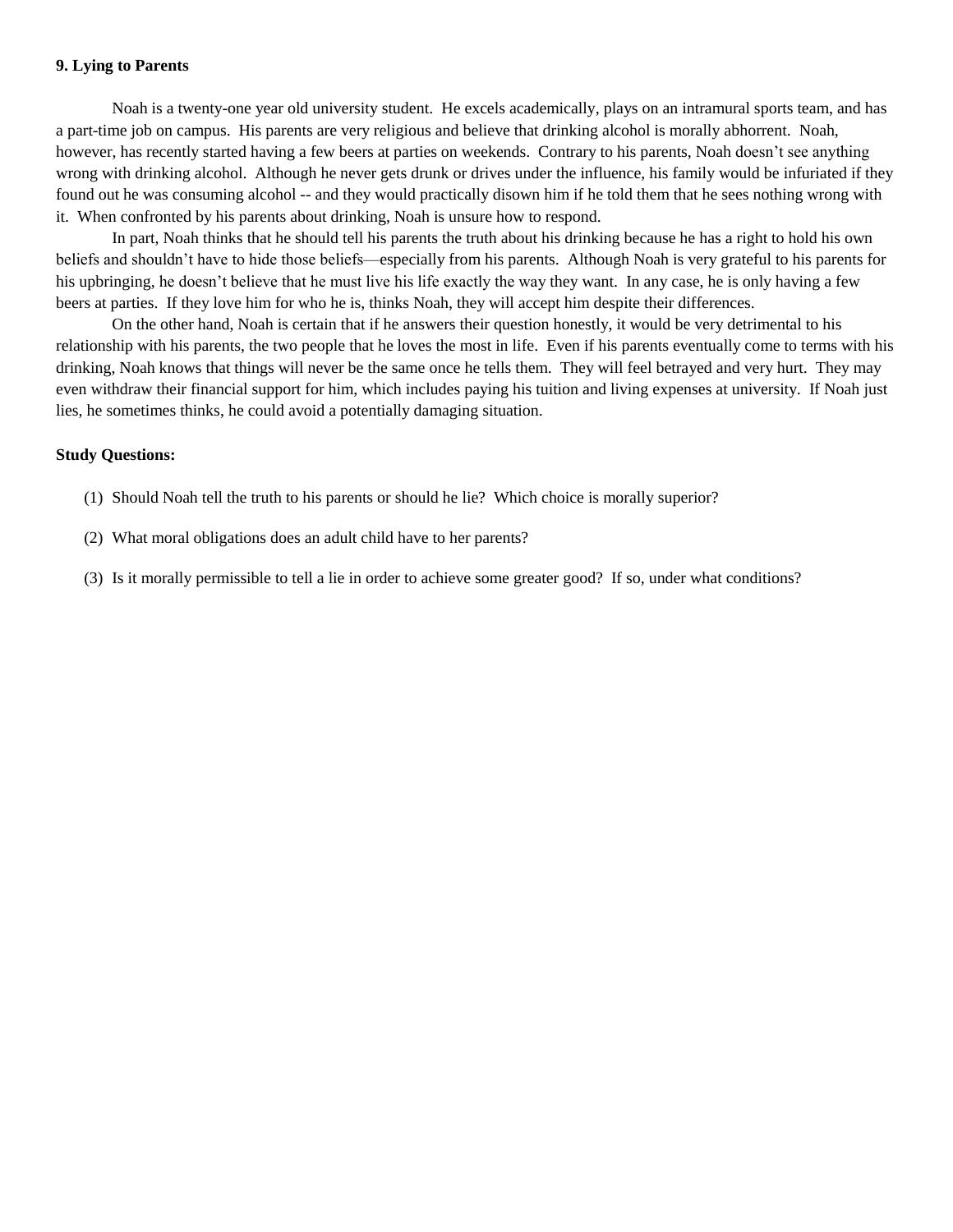**9. Lying to Parents**

Noah is a twenty-one year old university student. He excels academically, plays on an intramural sports team, and has a part-time job on campus. His parents are very religious and believe that drinking alcohol is morally abhorrent. Noah, however, has recently started having a few beers at parties on weekends. Contrary to his parents, Noah doesn't see anything wrong with drinking alcohol. Although he never gets drunk or drives under the influence, his family would be infuriated if they found out he was consuming alcohol -- and they would practically disown him if he told them that he sees nothing wrong with it. When confronted by his parents about drinking, Noah is unsure how to respond.

In part, Noah thinks that he should tell his parents the truth about his drinking because he has a right to hold his own beliefs and shouldn't have to hide those beliefs—especially from his parents. Although Noah is very grateful to his parents for his upbringing, he doesn't believe that he must live his life exactly the way they want. In any case, he is only having a few beers at parties. If they love him for who he is, thinks Noah, they will accept him despite their differences.

On the other hand, Noah is certain that if he answers their question honestly, it would be very detrimental to his relationship with his parents, the two people that he loves the most in life. Even if his parents eventually come to terms with his drinking, Noah knows that things will never be the same once he tells them. They will feel betrayed and very hurt. They may even withdraw their financial support for him, which includes paying his tuition and living expenses at university. If Noah just lies, he sometimes thinks, he could avoid a potentially damaging situation.

**Study Questions:**

(1) Should Noah tell the truth to his parents or should he lie? Which choice is morally superior?

(2) What moral obligations does an adult child have to her parents?

(3) Is it morally permissible to tell a lie in order to achieve some greater good? If so, under what conditions?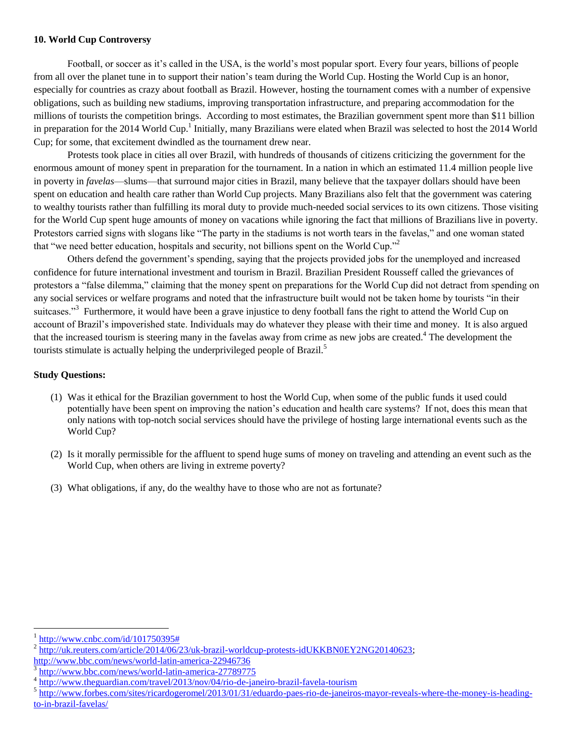**10. World Cup Controversy**

Football, or soccer as it's called in the USA, is the world's most popular sport. Every four years, billions of people from all over the planet tune in to support their nation's team during the World Cup. Hosting the World Cup is an honor, especially for countries as crazy about football as Brazil. However, hosting the tournament comes with a number of expensive obligations, such as building new stadiums, improving transportation infrastructure, and preparing accommodation for the millions of tourists the competition brings. According to most estimates, the Brazilian government spent more than $11 billion in preparation for the 2014 World Cup.[1] Initially, many Brazilians were elated when Brazil was selected to host the 2014 World Cup; for some, that excitement dwindled as the tournament drew near.

Protests took place in cities all over Brazil, with hundreds of thousands of citizens criticizing the government for the enormous amount of money spent in preparation for the tournament. In a nation in which an estimated 11.4 million people live in poverty in *favelas*—slums—that surround major cities in Brazil, many believe that the taxpayer dollars should have been spent on education and health care rather than World Cup projects. Many Brazilians also felt that the government was catering to wealthy tourists rather than fulfilling its moral duty to provide much-needed social services to its own citizens. Those visiting for the World Cup spent huge amounts of money on vacations while ignoring the fact that millions of Brazilians live in poverty. Protestors carried signs with slogans like "The party in the stadiums is not worth tears in the favelas," and one woman stated that "we need better education, hospitals and security, not billions spent on the World Cup."[2]

Others defend the government's spending, saying that the projects provided jobs for the unemployed and increased confidence for future international investment and tourism in Brazil. Brazilian President Rousseff called the grievances of protestors a "false dilemma," claiming that the money spent on preparations for the World Cup did not detract from spending on any social services or welfare programs and noted that the infrastructure built would not be taken home by tourists "in their suitcases."[3] Furthermore, it would have been a grave injustice to deny football fans the right to attend the World Cup on account of Brazil's impoverished state. Individuals may do whatever they please with their time and money. It is also argued that the increased tourism is steering many in the favelas away from crime as new jobs are created.[4] The development the tourists stimulate is actually helping the underprivileged people of Brazil.[5]

**Study Questions:**

(1) Was it ethical for the Brazilian government to host the World Cup, when some of the public funds it used could potentially have been spent on improving the nation's education and health care systems? If not, does this mean that only nations with top-notch social services should have the privilege of hosting large international events such as the World Cup?

(2) Is it morally permissible for the affluent to spend huge sums of money on traveling and attending an event such as the World Cup, when others are living in extreme poverty?

(3) What obligations, if any, do the wealthy have to those who are not as fortunate?

---

[1] http://www.cnbc.com/id/101750395#

[2] http://uk.reuters.com/article/2014/06/23/uk-brazil-worldcup-protests-idUKKBN0EY2NG20140623; http://www.bbc.com/news/world-latin-america-22946736

[3] http://www.bbc.com/news/world-latin-america-27789775

[4] http://www.theguardian.com/travel/2013/nov/04/rio-de-janeiro-brazil-favela-tourism

[5] http://www.forbes.com/sites/ricardogeromel/2013/01/31/eduardo-paes-rio-de-janeiros-mayor-reveals-where-the-money-is-heading-to-in-brazil-favelas/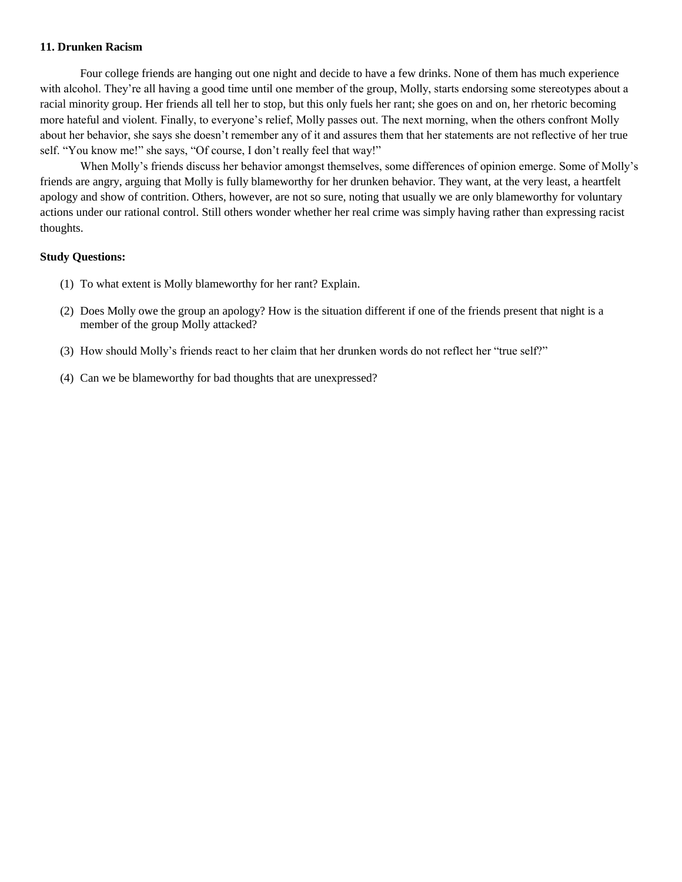### 11. Drunken Racism

Four college friends are hanging out one night and decide to have a few drinks. None of them has much experience with alcohol. They're all having a good time until one member of the group, Molly, starts endorsing some stereotypes about a racial minority group. Her friends all tell her to stop, but this only fuels her rant; she goes on and on, her rhetoric becoming more hateful and violent. Finally, to everyone's relief, Molly passes out. The next morning, when the others confront Molly about her behavior, she says she doesn't remember any of it and assures them that her statements are not reflective of her true self. "You know me!" she says, "Of course, I don't really feel that way!"

When Molly's friends discuss her behavior amongst themselves, some differences of opinion emerge. Some of Molly's friends are angry, arguing that Molly is fully blameworthy for her drunken behavior. They want, at the very least, a heartfelt apology and show of contrition. Others, however, are not so sure, noting that usually we are only blameworthy for voluntary actions under our rational control. Still others wonder whether her real crime was simply having rather than expressing racist thoughts.

**Study Questions:**

(1) To what extent is Molly blameworthy for her rant? Explain.

(2) Does Molly owe the group an apology? How is the situation different if one of the friends present that night is a member of the group Molly attacked?

(3) How should Molly's friends react to her claim that her drunken words do not reflect her "true self?"

(4) Can we be blameworthy for bad thoughts that are unexpressed?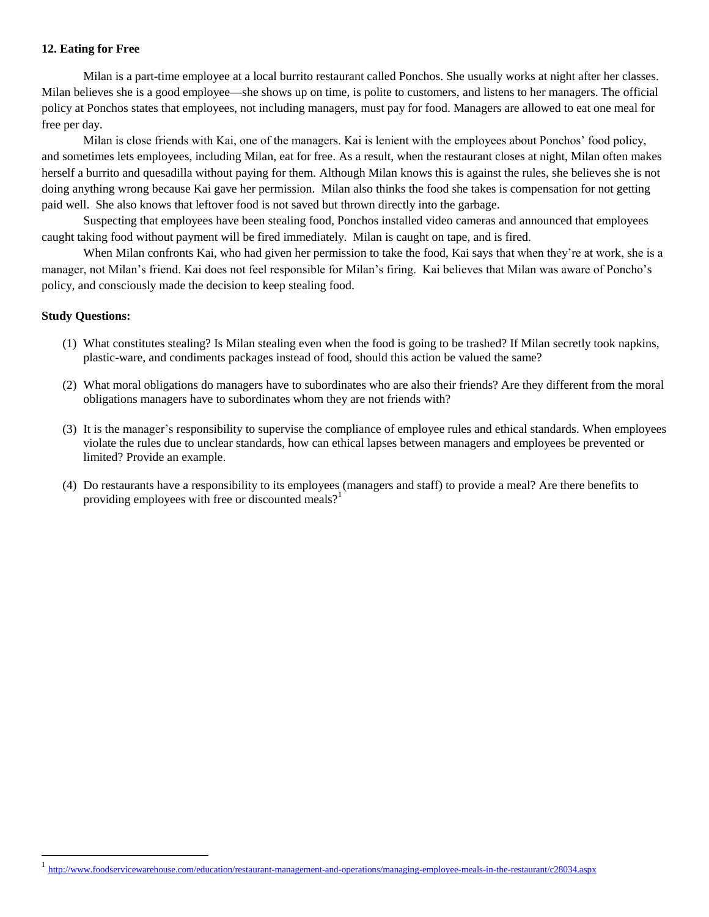### 12. Eating for Free

Milan is a part-time employee at a local burrito restaurant called Ponchos. She usually works at night after her classes. Milan believes she is a good employee—she shows up on time, is polite to customers, and listens to her managers. The official policy at Ponchos states that employees, not including managers, must pay for food. Managers are allowed to eat one meal for free per day.

Milan is close friends with Kai, one of the managers. Kai is lenient with the employees about Ponchos' food policy, and sometimes lets employees, including Milan, eat for free. As a result, when the restaurant closes at night, Milan often makes herself a burrito and quesadilla without paying for them. Although Milan knows this is against the rules, she believes she is not doing anything wrong because Kai gave her permission. Milan also thinks the food she takes is compensation for not getting paid well. She also knows that leftover food is not saved but thrown directly into the garbage.

Suspecting that employees have been stealing food, Ponchos installed video cameras and announced that employees caught taking food without payment will be fired immediately. Milan is caught on tape, and is fired.

When Milan confronts Kai, who had given her permission to take the food, Kai says that when they're at work, she is a manager, not Milan's friend. Kai does not feel responsible for Milan's firing. Kai believes that Milan was aware of Poncho's policy, and consciously made the decision to keep stealing food.

**Study Questions:**

(1) What constitutes stealing? Is Milan stealing even when the food is going to be trashed? If Milan secretly took napkins, plastic-ware, and condiments packages instead of food, should this action be valued the same?

(2) What moral obligations do managers have to subordinates who are also their friends? Are they different from the moral obligations managers have to subordinates whom they are not friends with?

(3) It is the manager's responsibility to supervise the compliance of employee rules and ethical standards. When employees violate the rules due to unclear standards, how can ethical lapses between managers and employees be prevented or limited? Provide an example.

(4) Do restaurants have a responsibility to its employees (managers and staff) to provide a meal? Are there benefits to providing employees with free or discounted meals?[1]

---

[1] http://www.foodservicewarehouse.com/education/restaurant-management-and-operations/managing-employee-meals-in-the-restaurant/c28034.aspx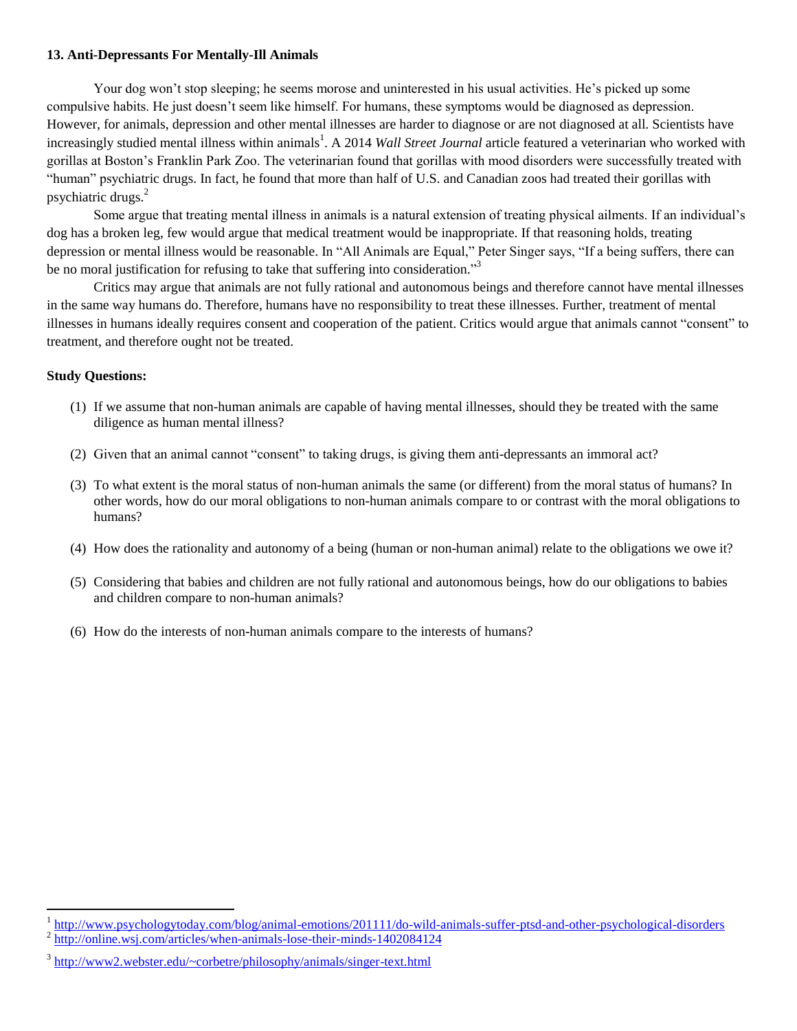**13. Anti-Depressants For Mentally-Ill Animals**

Your dog won't stop sleeping; he seems morose and uninterested in his usual activities. He's picked up some compulsive habits. He just doesn't seem like himself. For humans, these symptoms would be diagnosed as depression. However, for animals, depression and other mental illnesses are harder to diagnose or are not diagnosed at all. Scientists have increasingly studied mental illness within animals[1]. A 2014 *Wall Street Journal* article featured a veterinarian who worked with gorillas at Boston's Franklin Park Zoo. The veterinarian found that gorillas with mood disorders were successfully treated with "human" psychiatric drugs. In fact, he found that more than half of U.S. and Canadian zoos had treated their gorillas with psychiatric drugs.[2]

Some argue that treating mental illness in animals is a natural extension of treating physical ailments. If an individual's dog has a broken leg, few would argue that medical treatment would be inappropriate. If that reasoning holds, treating depression or mental illness would be reasonable. In "All Animals are Equal," Peter Singer says, "If a being suffers, there can be no moral justification for refusing to take that suffering into consideration."[3]

Critics may argue that animals are not fully rational and autonomous beings and therefore cannot have mental illnesses in the same way humans do. Therefore, humans have no responsibility to treat these illnesses. Further, treatment of mental illnesses in humans ideally requires consent and cooperation of the patient. Critics would argue that animals cannot "consent" to treatment, and therefore ought not be treated.

**Study Questions:**

(1) If we assume that non-human animals are capable of having mental illnesses, should they be treated with the same diligence as human mental illness?

(2) Given that an animal cannot "consent" to taking drugs, is giving them anti-depressants an immoral act?

(3) To what extent is the moral status of non-human animals the same (or different) from the moral status of humans? In other words, how do our moral obligations to non-human animals compare to or contrast with the moral obligations to humans?

(4) How does the rationality and autonomy of a being (human or non-human animal) relate to the obligations we owe it?

(5) Considering that babies and children are not fully rational and autonomous beings, how do our obligations to babies and children compare to non-human animals?

(6) How do the interests of non-human animals compare to the interests of humans?

---

[1] http://www.psychologytoday.com/blog/animal-emotions/201111/do-wild-animals-suffer-ptsd-and-other-psychological-disorders

[2] http://online.wsj.com/articles/when-animals-lose-their-minds-1402084124

[3] http://www2.webster.edu/~corbetre/philosophy/animals/singer-text.html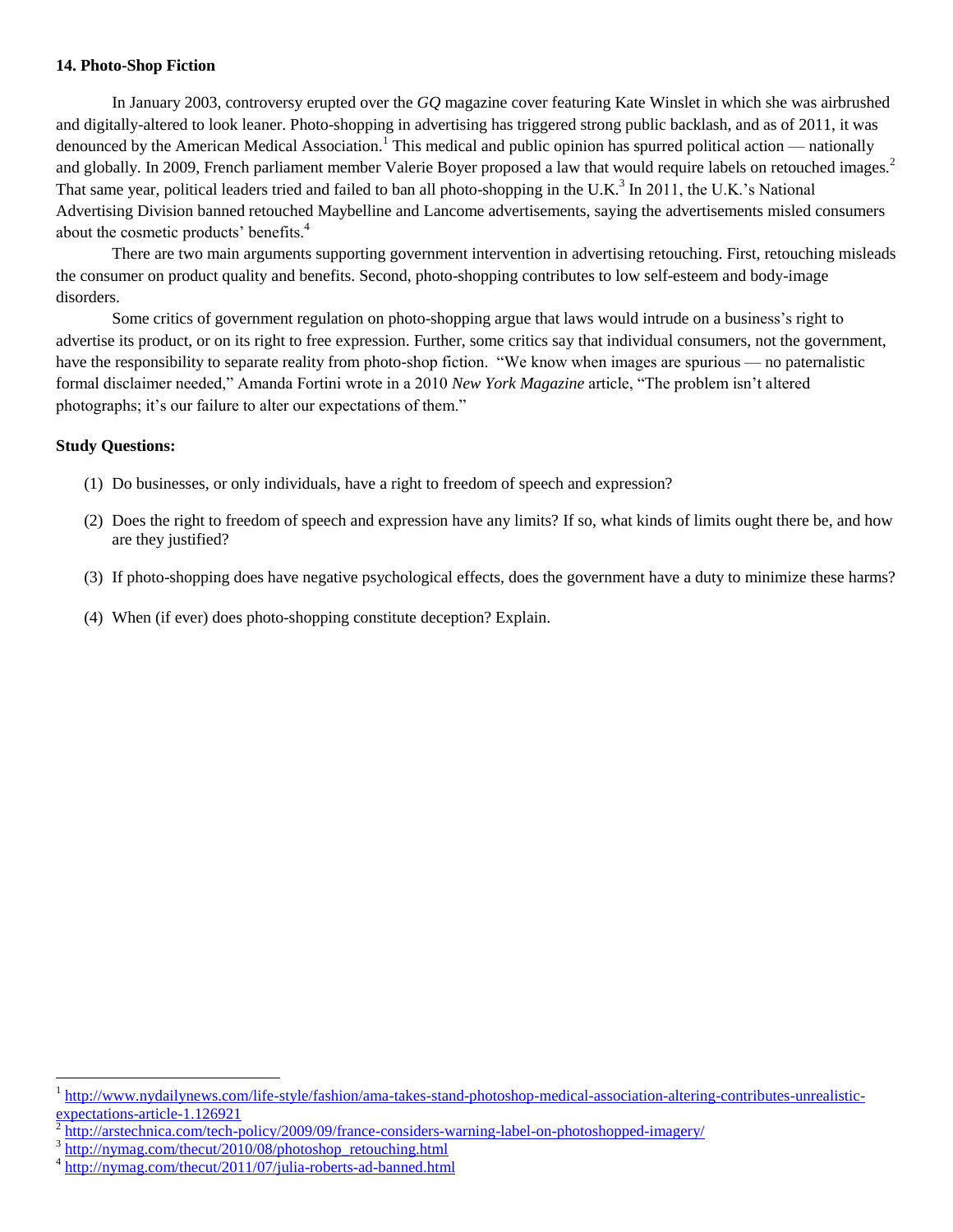**14. Photo-Shop Fiction**

In January 2003, controversy erupted over the *GQ* magazine cover featuring Kate Winslet in which she was airbrushed and digitally-altered to look leaner. Photo-shopping in advertising has triggered strong public backlash, and as of 2011, it was denounced by the American Medical Association.[1] This medical and public opinion has spurred political action — nationally and globally. In 2009, French parliament member Valerie Boyer proposed a law that would require labels on retouched images.[2] That same year, political leaders tried and failed to ban all photo-shopping in the U.K.[3] In 2011, the U.K.'s National Advertising Division banned retouched Maybelline and Lancome advertisements, saying the advertisements misled consumers about the cosmetic products' benefits.[4]

There are two main arguments supporting government intervention in advertising retouching. First, retouching misleads the consumer on product quality and benefits. Second, photo-shopping contributes to low self-esteem and body-image disorders.

Some critics of government regulation on photo-shopping argue that laws would intrude on a business's right to advertise its product, or on its right to free expression. Further, some critics say that individual consumers, not the government, have the responsibility to separate reality from photo-shop fiction. "We know when images are spurious — no paternalistic formal disclaimer needed," Amanda Fortini wrote in a 2010 *New York Magazine* article, "The problem isn't altered photographs; it's our failure to alter our expectations of them."

**Study Questions:**

(1) Do businesses, or only individuals, have a right to freedom of speech and expression?

(2) Does the right to freedom of speech and expression have any limits? If so, what kinds of limits ought there be, and how are they justified?

(3) If photo-shopping does have negative psychological effects, does the government have a duty to minimize these harms?

(4) When (if ever) does photo-shopping constitute deception? Explain.

---

[1] http://www.nydailynews.com/life-style/fashion/ama-takes-stand-photoshop-medical-association-altering-contributes-unrealistic-expectations-article-1.126921

[2] http://arstechnica.com/tech-policy/2009/09/france-considers-warning-label-on-photoshopped-imagery/

[3] http://nymag.com/thecut/2010/08/photoshop_retouching.html

[4] http://nymag.com/thecut/2011/07/julia-roberts-ad-banned.html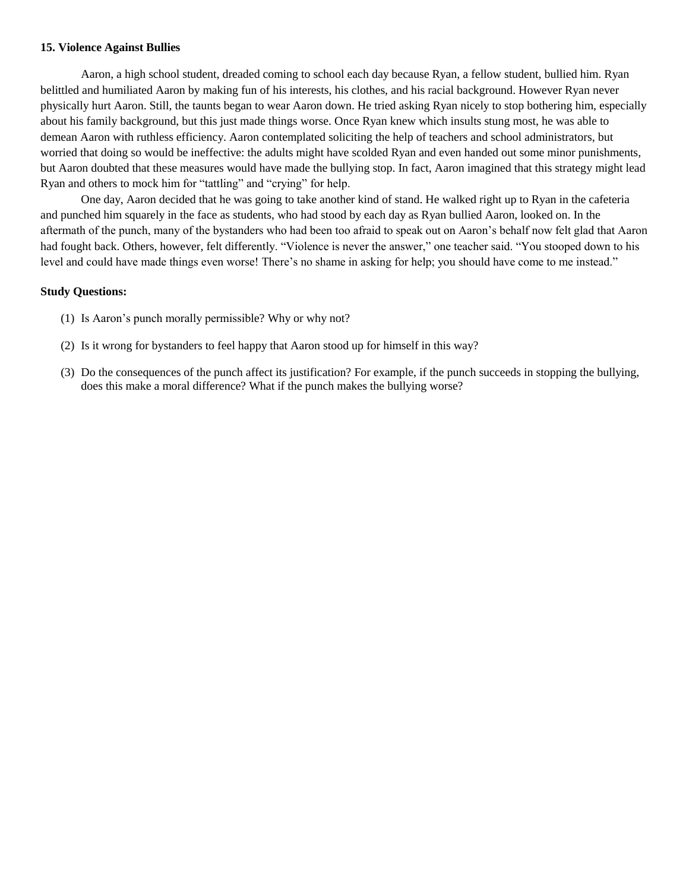**15. Violence Against Bullies**

Aaron, a high school student, dreaded coming to school each day because Ryan, a fellow student, bullied him. Ryan belittled and humiliated Aaron by making fun of his interests, his clothes, and his racial background. However Ryan never physically hurt Aaron. Still, the taunts began to wear Aaron down. He tried asking Ryan nicely to stop bothering him, especially about his family background, but this just made things worse. Once Ryan knew which insults stung most, he was able to demean Aaron with ruthless efficiency. Aaron contemplated soliciting the help of teachers and school administrators, but worried that doing so would be ineffective: the adults might have scolded Ryan and even handed out some minor punishments, but Aaron doubted that these measures would have made the bullying stop. In fact, Aaron imagined that this strategy might lead Ryan and others to mock him for "tattling" and "crying" for help.

One day, Aaron decided that he was going to take another kind of stand. He walked right up to Ryan in the cafeteria and punched him squarely in the face as students, who had stood by each day as Ryan bullied Aaron, looked on. In the aftermath of the punch, many of the bystanders who had been too afraid to speak out on Aaron's behalf now felt glad that Aaron had fought back. Others, however, felt differently. "Violence is never the answer," one teacher said. "You stooped down to his level and could have made things even worse! There's no shame in asking for help; you should have come to me instead."

**Study Questions:**

(1) Is Aaron's punch morally permissible? Why or why not?

(2) Is it wrong for bystanders to feel happy that Aaron stood up for himself in this way?

(3) Do the consequences of the punch affect its justification? For example, if the punch succeeds in stopping the bullying, does this make a moral difference? What if the punch makes the bullying worse?